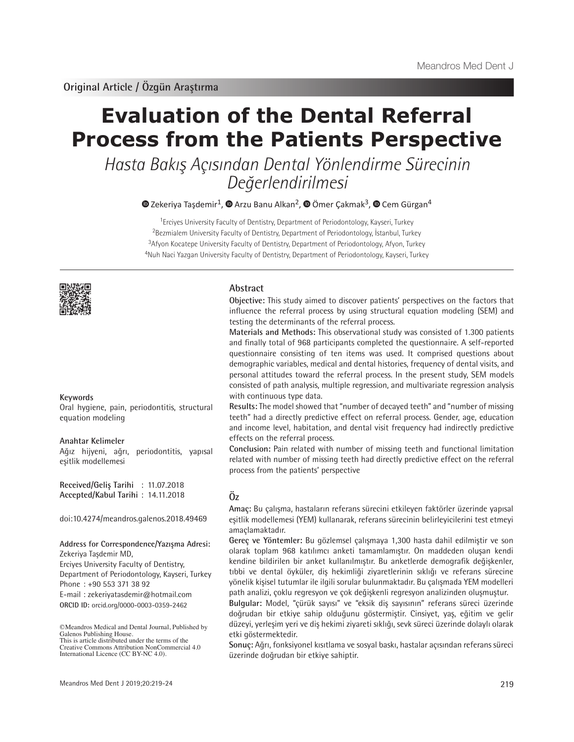Original Article / Özgün Araştırma

# Evaluation of the Dental Referral Process from the Patients Perspective

## *Hasta Bakış Açısından Dental Yönlendirme Sürecinin Değerlendirilmesi*

Zekeriya Taşdemir[1], Arzu Banu Alkan[2], Ömer Çakmak[3], Cem Gürgan[4]

[1]Erciyes University Faculty of Dentistry, Department of Periodontology, Kayseri, Turkey
[2]Bezmialem University Faculty of Dentistry, Department of Periodontology, İstanbul, Turkey
[3]Afyon Kocatepe University Faculty of Dentistry, Department of Periodontology, Afyon, Turkey
[4]Nuh Naci Yazgan University Faculty of Dentistry, Department of Periodontology, Kayseri, Turkey

**Keywords**
Oral hygiene, pain, periodontitis, structural equation modeling

**Anahtar Kelimeler**
Ağız hijyeni, ağrı, periodontitis, yapısal eşitlik modellemesi

**Received/Geliş Tarihi** : 11.07.2018
**Accepted/Kabul Tarihi** : 14.11.2018

doi:10.4274/meandros.galenos.2018.49469

**Address for Correspondence/Yazışma Adresi:**
Zekeriya Taşdemir MD,
Erciyes University Faculty of Dentistry, Department of Periodontology, Kayseri, Turkey
Phone : +90 553 371 38 92
E-mail : zekeriyatasdemir@hotmail.com
**ORCID ID:** orcid.org/0000-0003-0359-2462

©Meandros Medical and Dental Journal, Published by Galenos Publishing House.
This is article distributed under the terms of the Creative Commons Attribution NonCommercial 4.0 International Licence (CC BY-NC 4.0).

### Abstract

**Objective:** This study aimed to discover patients' perspectives on the factors that influence the referral process by using structural equation modeling (SEM) and testing the determinants of the referral process.

**Materials and Methods:** This observational study was consisted of 1.300 patients and finally total of 968 participants completed the questionnaire. A self-reported questionnaire consisting of ten items was used. It comprised questions about demographic variables, medical and dental histories, frequency of dental visits, and personal attitudes toward the referral process. In the present study, SEM models consisted of path analysis, multiple regression, and multivariate regression analysis with continuous type data.

**Results:** The model showed that "number of decayed teeth" and "number of missing teeth" had a directly predictive effect on referral process. Gender, age, education and income level, habitation, and dental visit frequency had indirectly predictive effects on the referral process.

**Conclusion:** Pain related with number of missing teeth and functional limitation related with number of missing teeth had directly predictive effect on the referral process from the patients' perspective

### Öz

**Amaç:** Bu çalışma, hastaların referans sürecini etkileyen faktörler üzerinde yapısal eşitlik modellemesi (YEM) kullanarak, referans sürecinin belirleyicilerini test etmeyi amaçlamaktadır.

**Gereç ve Yöntemler:** Bu gözlemsel çalışmaya 1,300 hasta dahil edilmiştir ve son olarak toplam 968 katılımcı anketi tamamlamıştır. On maddeden oluşan kendi kendine bildirilen bir anket kullanılmıştır. Bu anketlerde demografik değişkenler, tıbbi ve dental öyküler, diş hekimliği ziyaretlerinin sıklığı ve referans sürecine yönelik kişisel tutumlar ile ilgili sorular bulunmaktadır. Bu çalışmada YEM modelleri path analizi, çoklu regresyon ve çok değişkenli regresyon analizinden oluşmuştur.

**Bulgular:** Model, "çürük sayısı" ve "eksik diş sayısının" referans süreci üzerinde doğrudan bir etkiye sahip olduğunu göstermiştir. Cinsiyet, yaş, eğitim ve gelir düzeyi, yerleşim yeri ve diş hekimi ziyareti sıklığı, sevk süreci üzerinde dolaylı olarak etki göstermektedir.

**Sonuç:** Ağrı, fonksiyonel kısıtlama ve sosyal baskı, hastalar açısından referans süreci üzerinde doğrudan bir etkiye sahiptir.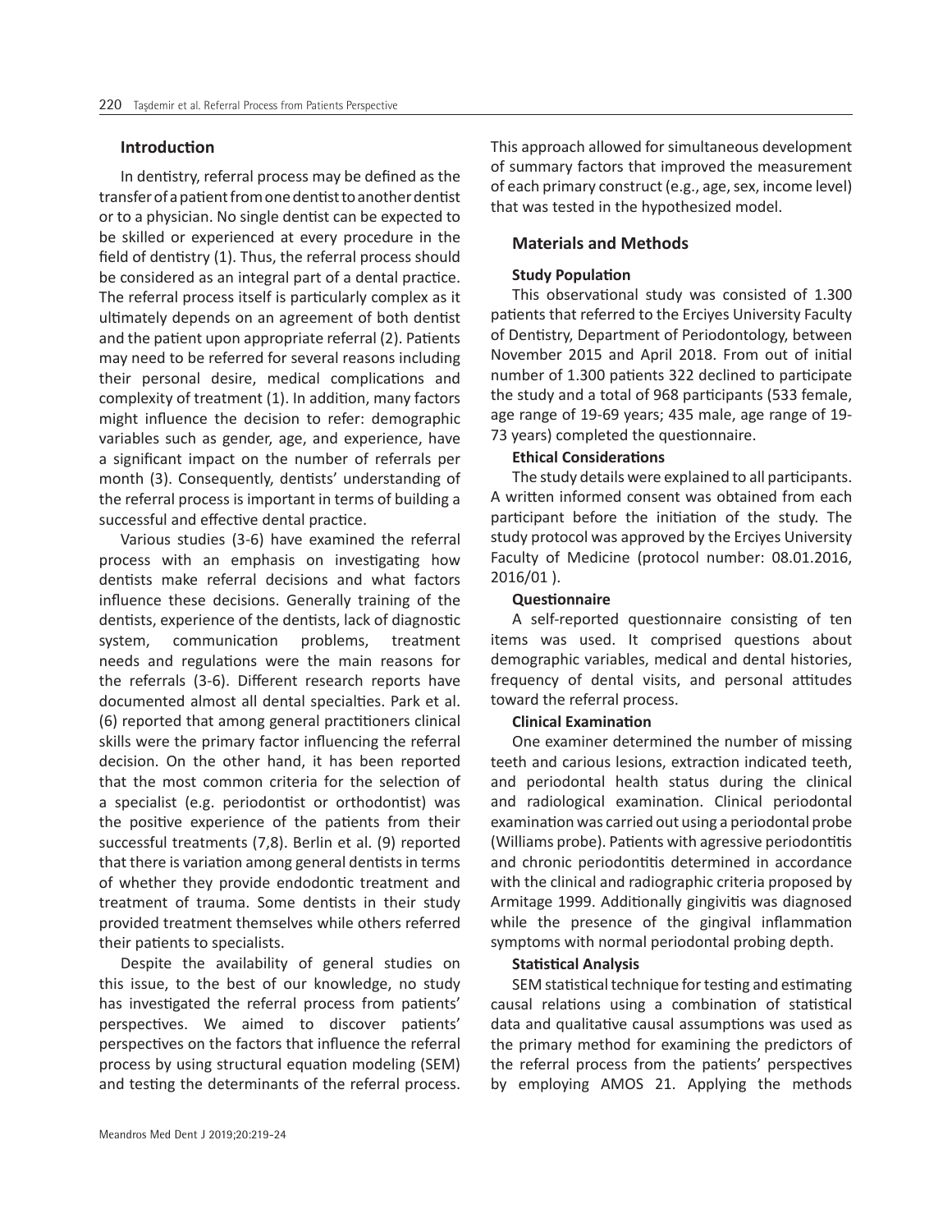## Introduction

In dentistry, referral process may be defined as the transfer of a patient from one dentist to another dentist or to a physician. No single dentist can be expected to be skilled or experienced at every procedure in the field of dentistry (1). Thus, the referral process should be considered as an integral part of a dental practice. The referral process itself is particularly complex as it ultimately depends on an agreement of both dentist and the patient upon appropriate referral (2). Patients may need to be referred for several reasons including their personal desire, medical complications and complexity of treatment (1). In addition, many factors might influence the decision to refer: demographic variables such as gender, age, and experience, have a significant impact on the number of referrals per month (3). Consequently, dentists' understanding of the referral process is important in terms of building a successful and effective dental practice.

Various studies (3-6) have examined the referral process with an emphasis on investigating how dentists make referral decisions and what factors influence these decisions. Generally training of the dentists, experience of the dentists, lack of diagnostic system, communication problems, treatment needs and regulations were the main reasons for the referrals (3-6). Different research reports have documented almost all dental specialties. Park et al. (6) reported that among general practitioners clinical skills were the primary factor influencing the referral decision. On the other hand, it has been reported that the most common criteria for the selection of a specialist (e.g. periodontist or orthodontist) was the positive experience of the patients from their successful treatments (7,8). Berlin et al. (9) reported that there is variation among general dentists in terms of whether they provide endodontic treatment and treatment of trauma. Some dentists in their study provided treatment themselves while others referred their patients to specialists.

Despite the availability of general studies on this issue, to the best of our knowledge, no study has investigated the referral process from patients' perspectives. We aimed to discover patients' perspectives on the factors that influence the referral process by using structural equation modeling (SEM) and testing the determinants of the referral process. This approach allowed for simultaneous development of summary factors that improved the measurement of each primary construct (e.g., age, sex, income level) that was tested in the hypothesized model.

## Materials and Methods

### Study Population

This observational study was consisted of 1.300 patients that referred to the Erciyes University Faculty of Dentistry, Department of Periodontology, between November 2015 and April 2018. From out of initial number of 1.300 patients 322 declined to participate the study and a total of 968 participants (533 female, age range of 19-69 years; 435 male, age range of 19-73 years) completed the questionnaire.

### Ethical Considerations

The study details were explained to all participants. A written informed consent was obtained from each participant before the initiation of the study. The study protocol was approved by the Erciyes University Faculty of Medicine (protocol number: 08.01.2016, 2016/01 ).

### Questionnaire

A self-reported questionnaire consisting of ten items was used. It comprised questions about demographic variables, medical and dental histories, frequency of dental visits, and personal attitudes toward the referral process.

### Clinical Examination

One examiner determined the number of missing teeth and carious lesions, extraction indicated teeth, and periodontal health status during the clinical and radiological examination. Clinical periodontal examination was carried out using a periodontal probe (Williams probe). Patients with agressive periodontitis and chronic periodontitis determined in accordance with the clinical and radiographic criteria proposed by Armitage 1999. Additionally gingivitis was diagnosed while the presence of the gingival inflammation symptoms with normal periodontal probing depth.

### Statistical Analysis

SEM statistical technique for testing and estimating causal relations using a combination of statistical data and qualitative causal assumptions was used as the primary method for examining the predictors of the referral process from the patients' perspectives by employing AMOS 21. Applying the methods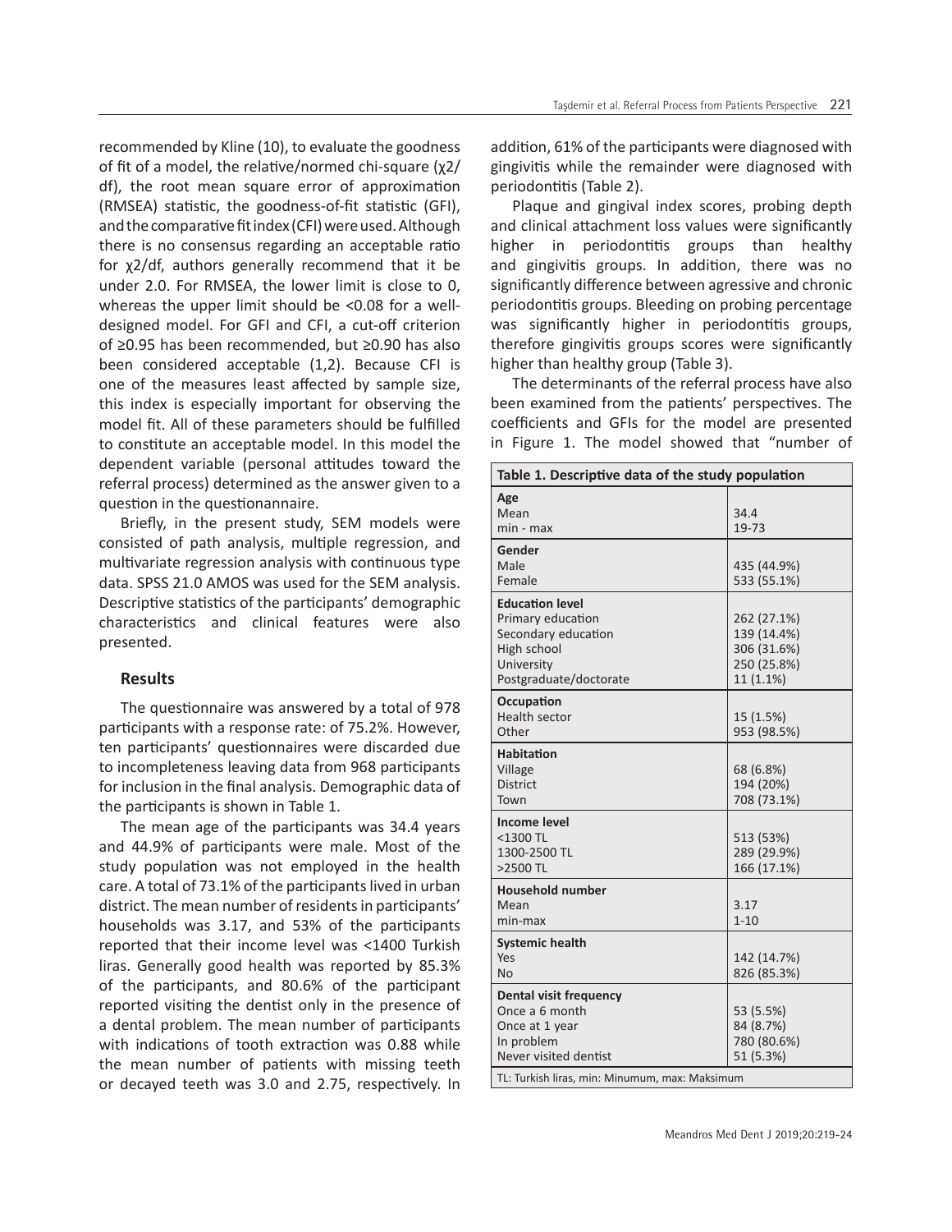recommended by Kline (10), to evaluate the goodness of fit of a model, the relative/normed chi-square ($\chi^2$/df), the root mean square error of approximation (RMSEA) statistic, the goodness-of-fit statistic (GFI), and the comparative fit index (CFI) were used. Although there is no consensus regarding an acceptable ratio for $\chi^2$/df, authors generally recommend that it be under 2.0. For RMSEA, the lower limit is close to 0, whereas the upper limit should be <0.08 for a well-designed model. For GFI and CFI, a cut-off criterion of ≥0.95 has been recommended, but ≥0.90 has also been considered acceptable (1,2). Because CFI is one of the measures least affected by sample size, this index is especially important for observing the model fit. All of these parameters should be fulfilled to constitute an acceptable model. In this model the dependent variable (personal attitudes toward the referral process) determined as the answer given to a question in the questionnaire.

Briefly, in the present study, SEM models were consisted of path analysis, multiple regression, and multivariate regression analysis with continuous type data. SPSS 21.0 AMOS was used for the SEM analysis. Descriptive statistics of the participants' demographic characteristics and clinical features were also presented.

## Results

The questionnaire was answered by a total of 978 participants with a response rate: of 75.2%. However, ten participants' questionnaires were discarded due to incompleteness leaving data from 968 participants for inclusion in the final analysis. Demographic data of the participants is shown in Table 1.

The mean age of the participants was 34.4 years and 44.9% of participants were male. Most of the study population was not employed in the health care. A total of 73.1% of the participants lived in urban district. The mean number of residents in participants' households was 3.17, and 53% of the participants reported that their income level was <1400 Turkish liras. Generally good health was reported by 85.3% of the participants, and 80.6% of the participant reported visiting the dentist only in the presence of a dental problem. The mean number of participants with indications of tooth extraction was 0.88 while the mean number of patients with missing teeth or decayed teeth was 3.0 and 2.75, respectively. In addition, 61% of the participants were diagnosed with gingivitis while the remainder were diagnosed with periodontitis (Table 2).

Plaque and gingival index scores, probing depth and clinical attachment loss values were significantly higher in periodontitis groups than healthy and gingivitis groups. In addition, there was no significantly difference between agressive and chronic periodontitis groups. Bleeding on probing percentage was significantly higher in periodontitis groups, therefore gingivitis groups scores were significantly higher than healthy group (Table 3).

The determinants of the referral process have also been examined from the patients' perspectives. The coefficients and GFIs for the model are presented in Figure 1. The model showed that "number of

**Table 1. Descriptive data of the study population**

| | |
|---|---|
| **Age** | |
| Mean | 34.4 |
| min - max | 19-73 |
| **Gender** | |
| Male | 435 (44.9%) |
| Female | 533 (55.1%) |
| **Education level** | |
| Primary education | 262 (27.1%) |
| Secondary education | 139 (14.4%) |
| High school | 306 (31.6%) |
| University | 250 (25.8%) |
| Postgraduate/doctorate | 11 (1.1%) |
| **Occupation** | |
| Health sector | 15 (1.5%) |
| Other | 953 (98.5%) |
| **Habitation** | |
| Village | 68 (6.8%) |
| District | 194 (20%) |
| Town | 708 (73.1%) |
| **Income level** | |
| <1300 TL | 513 (53%) |
| 1300-2500 TL | 289 (29.9%) |
| >2500 TL | 166 (17.1%) |
| **Household number** | |
| Mean | 3.17 |
| min-max | 1-10 |
| **Systemic health** | |
| Yes | 142 (14.7%) |
| No | 826 (85.3%) |
| **Dental visit frequency** | |
| Once a 6 month | 53 (5.5%) |
| Once at 1 year | 84 (8.7%) |
| In problem | 780 (80.6%) |
| Never visited dentist | 51 (5.3%) |

TL: Turkish liras, min: Minumum, max: Maksimum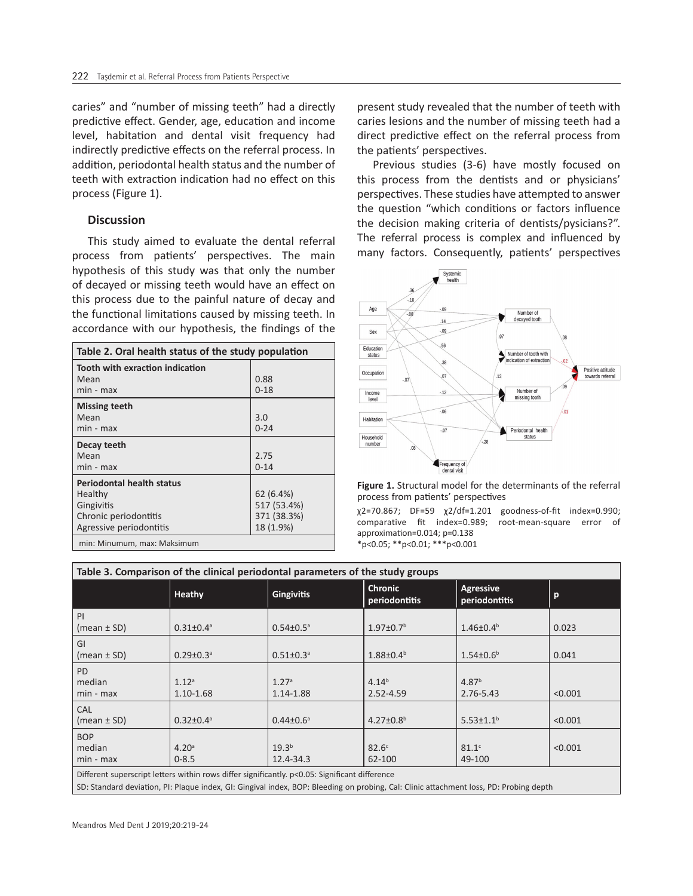caries" and "number of missing teeth" had a directly predictive effect. Gender, age, education and income level, habitation and dental visit frequency had indirectly predictive effects on the referral process. In addition, periodontal health status and the number of teeth with extraction indication had no effect on this process (Figure 1).

## Discussion

This study aimed to evaluate the dental referral process from patients' perspectives. The main hypothesis of this study was that only the number of decayed or missing teeth would have an effect on this process due to the painful nature of decay and the functional limitations caused by missing teeth. In accordance with our hypothesis, the findings of the present study revealed that the number of teeth with caries lesions and the number of missing teeth had a direct predictive effect on the referral process from the patients' perspectives.

Previous studies (3-6) have mostly focused on this process from the dentists and or physicians' perspectives. These studies have attempted to answer the question "which conditions or factors influence the decision making criteria of dentists/pysicians?". The referral process is complex and influenced by many factors. Consequently, patients' perspectives

| **Table 2. Oral health status of the study population** | |
|---|---|
| **Tooth with exraction indication** | |
| Mean | 0.88 |
| min - max | 0-18 |
| **Missing teeth** | |
| Mean | 3.0 |
| min - max | 0-24 |
| **Decay teeth** | |
| Mean | 2.75 |
| min - max | 0-14 |
| **Periodontal health status** | |
| Healthy | 62 (6.4%) |
| Gingivitis | 517 (53.4%) |
| Chronic periodontitis | 371 (38.3%) |
| Agressive periodontitis | 18 (1.9%) |
| min: Minumum, max: Maksimum | |

**Figure 1.** Structural model for the determinants of the referral process from patients' perspectives

$\chi 2$=70.867; DF=59 $\chi 2$/df=1.201 goodness-of-fit index=0.990; comparative fit index=0.989; root-mean-square error of approximation=0.014; p=0.138

*p<0.05; **p<0.01; ***p<0.001

**Table 3. Comparison of the clinical periodontal parameters of the study groups**

| | Heathy | Gingivitis | Chronic periodontitis | Agressive periodontitis | p |
|---|---|---|---|---|---|
| PI (mean ± SD) | $0.31±0.4^{a}$ | $0.54±0.5^{a}$ | $1.97±0.7^{b}$ | $1.46±0.4^{b}$ | 0.023 |
| GI (mean ± SD) | $0.29±0.3^{a}$ | $0.51±0.3^{a}$ | $1.88±0.4^{b}$ | $1.54±0.6^{b}$ | 0.041 |
| PD median<br>min - max | $1.12^{a}$<br>1.10-1.68 | $1.27^{a}$<br>1.14-1.88 | $4.14^{b}$<br>2.52-4.59 | $4.87^{b}$<br>2.76-5.43 | <0.001 |
| CAL (mean ± SD) | $0.32±0.4^{a}$ | $0.44±0.6^{a}$ | $4.27±0.8^{b}$ | $5.53±1.1^{b}$ | <0.001 |
| BOP median<br>min - max | $4.20^{a}$<br>0-8.5 | $19.3^{b}$<br>12.4-34.3 | $82.6^{c}$<br>62-100 | $81.1^{c}$<br>49-100 | <0.001 |

Different superscript letters within rows differ significantly. p<0.05: Significant difference

SD: Standard deviation, PI: Plaque index, GI: Gingival index, BOP: Bleeding on probing, Cal: Clinic attachment loss, PD: Probing depth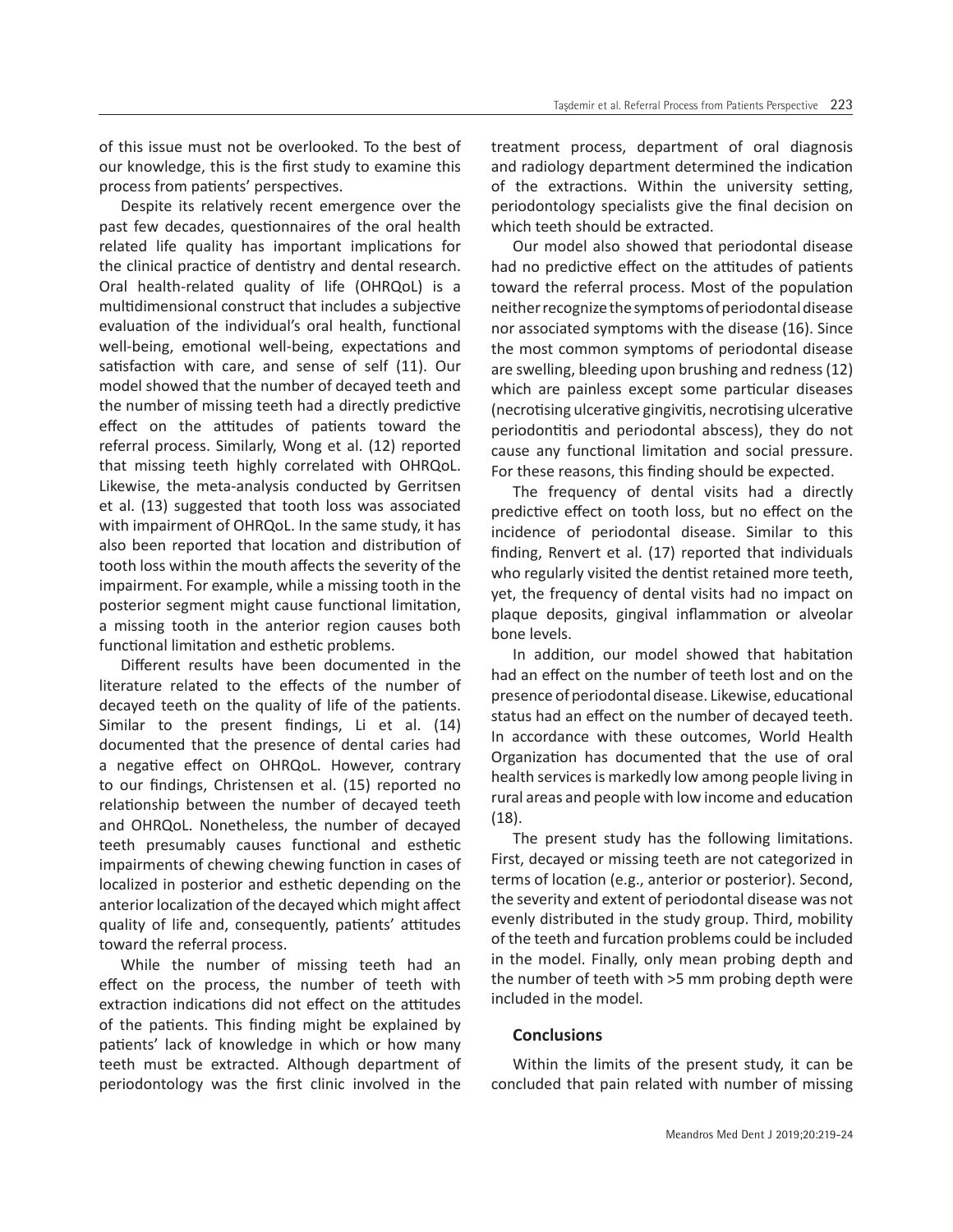of this issue must not be overlooked. To the best of our knowledge, this is the first study to examine this process from patients' perspectives.

Despite its relatively recent emergence over the past few decades, questionnaires of the oral health related life quality has important implications for the clinical practice of dentistry and dental research. Oral health-related quality of life (OHRQoL) is a multidimensional construct that includes a subjective evaluation of the individual's oral health, functional well-being, emotional well-being, expectations and satisfaction with care, and sense of self (11). Our model showed that the number of decayed teeth and the number of missing teeth had a directly predictive effect on the attitudes of patients toward the referral process. Similarly, Wong et al. (12) reported that missing teeth highly correlated with OHRQoL. Likewise, the meta-analysis conducted by Gerritsen et al. (13) suggested that tooth loss was associated with impairment of OHRQoL. In the same study, it has also been reported that location and distribution of tooth loss within the mouth affects the severity of the impairment. For example, while a missing tooth in the posterior segment might cause functional limitation, a missing tooth in the anterior region causes both functional limitation and esthetic problems.

Different results have been documented in the literature related to the effects of the number of decayed teeth on the quality of life of the patients. Similar to the present findings, Li et al. (14) documented that the presence of dental caries had a negative effect on OHRQoL. However, contrary to our findings, Christensen et al. (15) reported no relationship between the number of decayed teeth and OHRQoL. Nonetheless, the number of decayed teeth presumably causes functional and esthetic impairments of chewing chewing function in cases of localized in posterior and esthetic depending on the anterior localization of the decayed which might affect quality of life and, consequently, patients' attitudes toward the referral process.

While the number of missing teeth had an effect on the process, the number of teeth with extraction indications did not effect on the attitudes of the patients. This finding might be explained by patients' lack of knowledge in which or how many teeth must be extracted. Although department of periodontology was the first clinic involved in the treatment process, department of oral diagnosis and radiology department determined the indication of the extractions. Within the university setting, periodontology specialists give the final decision on which teeth should be extracted.

Our model also showed that periodontal disease had no predictive effect on the attitudes of patients toward the referral process. Most of the population neither recognize the symptoms of periodontal disease nor associated symptoms with the disease (16). Since the most common symptoms of periodontal disease are swelling, bleeding upon brushing and redness (12) which are painless except some particular diseases (necrotising ulcerative gingivitis, necrotising ulcerative periodontitis and periodontal abscess), they do not cause any functional limitation and social pressure. For these reasons, this finding should be expected.

The frequency of dental visits had a directly predictive effect on tooth loss, but no effect on the incidence of periodontal disease. Similar to this finding, Renvert et al. (17) reported that individuals who regularly visited the dentist retained more teeth, yet, the frequency of dental visits had no impact on plaque deposits, gingival inflammation or alveolar bone levels.

In addition, our model showed that habitation had an effect on the number of teeth lost and on the presence of periodontal disease. Likewise, educational status had an effect on the number of decayed teeth. In accordance with these outcomes, World Health Organization has documented that the use of oral health services is markedly low among people living in rural areas and people with low income and education (18).

The present study has the following limitations. First, decayed or missing teeth are not categorized in terms of location (e.g., anterior or posterior). Second, the severity and extent of periodontal disease was not evenly distributed in the study group. Third, mobility of the teeth and furcation problems could be included in the model. Finally, only mean probing depth and the number of teeth with >5 mm probing depth were included in the model.

## Conclusions

Within the limits of the present study, it can be concluded that pain related with number of missing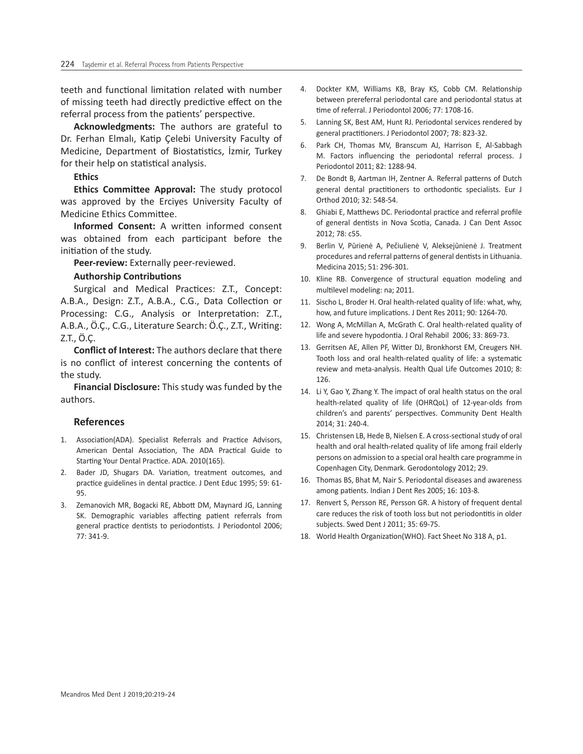teeth and functional limitation related with number of missing teeth had directly predictive effect on the referral process from the patients' perspective.

**Acknowledgments:** The authors are grateful to Dr. Ferhan Elmalı, Katip Çelebi University Faculty of Medicine, Department of Biostatistics, İzmir, Turkey for their help on statistical analysis.

**Ethics**

**Ethics Committee Approval:** The study protocol was approved by the Erciyes University Faculty of Medicine Ethics Committee.

**Informed Consent:** A written informed consent was obtained from each participant before the initiation of the study.

**Peer-review:** Externally peer-reviewed.

**Authorship Contributions**

Surgical and Medical Practices: Z.T., Concept: A.B.A., Design: Z.T., A.B.A., C.G., Data Collection or Processing: C.G., Analysis or Interpretation: Z.T., A.B.A., Ö.Ç., C.G., Literature Search: Ö.Ç., Z.T., Writing: Z.T., Ö.Ç.

**Conflict of Interest:** The authors declare that there is no conflict of interest concerning the contents of the study.

**Financial Disclosure:** This study was funded by the authors.

## References

1. Association(ADA). Specialist Referrals and Practice Advisors, American Dental Association, The ADA Practical Guide to Starting Your Dental Practice. ADA. 2010(165).
2. Bader JD, Shugars DA. Variation, treatment outcomes, and practice guidelines in dental practice. J Dent Educ 1995; 59: 61-95.
3. Zemanovich MR, Bogacki RE, Abbott DM, Maynard JG, Lanning SK. Demographic variables affecting patient referrals from general practice dentists to periodontists. J Periodontol 2006; 77: 341-9.
4. Dockter KM, Williams KB, Bray KS, Cobb CM. Relationship between prereferral periodontal care and periodontal status at time of referral. J Periodontol 2006; 77: 1708-16.
5. Lanning SK, Best AM, Hunt RJ. Periodontal services rendered by general practitioners. J Periodontol 2007; 78: 823-32.
6. Park CH, Thomas MV, Branscum AJ, Harrison E, Al-Sabbagh M. Factors influencing the periodontal referral process. J Periodontol 2011; 82: 1288-94.
7. De Bondt B, Aartman IH, Zentner A. Referral patterns of Dutch general dental practitioners to orthodontic specialists. Eur J Orthod 2010; 32: 548-54.
8. Ghiabi E, Matthews DC. Periodontal practice and referral profile of general dentists in Nova Scotia, Canada. J Can Dent Assoc 2012; 78: c55.
9. Berlin V, Pūrienė A, Pečiulienė V, Aleksejūnienė J. Treatment procedures and referral patterns of general dentists in Lithuania. Medicina 2015; 51: 296-301.
10. Kline RB. Convergence of structural equation modeling and multilevel modeling: na; 2011.
11. Sischo L, Broder H. Oral health-related quality of life: what, why, how, and future implications. J Dent Res 2011; 90: 1264-70.
12. Wong A, McMillan A, McGrath C. Oral health-related quality of life and severe hypodontia. J Oral Rehabil 2006; 33: 869-73.
13. Gerritsen AE, Allen PF, Witter DJ, Bronkhorst EM, Creugers NH. Tooth loss and oral health-related quality of life: a systematic review and meta-analysis. Health Qual Life Outcomes 2010; 8: 126.
14. Li Y, Gao Y, Zhang Y. The impact of oral health status on the oral health-related quality of life (OHRQoL) of 12-year-olds from children's and parents' perspectives. Community Dent Health 2014; 31: 240-4.
15. Christensen LB, Hede B, Nielsen E. A cross-sectional study of oral health and oral health-related quality of life among frail elderly persons on admission to a special oral health care programme in Copenhagen City, Denmark. Gerodontology 2012; 29.
16. Thomas BS, Bhat M, Nair S. Periodontal diseases and awareness among patients. Indian J Dent Res 2005; 16: 103-8.
17. Renvert S, Persson RE, Persson GR. A history of frequent dental care reduces the risk of tooth loss but not periodontitis in older subjects. Swed Dent J 2011; 35: 69-75.
18. World Health Organization(WHO). Fact Sheet No 318 A, p1.